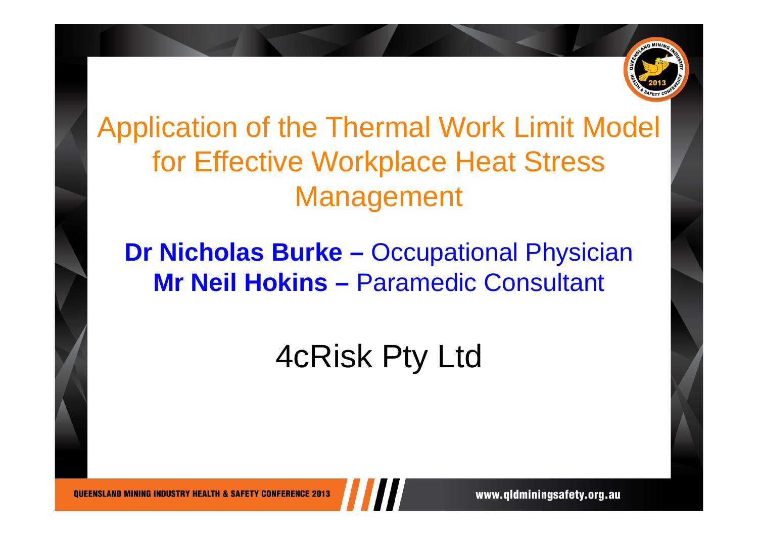# Application of the Thermal Work Limit Model for Effective Workplace Heat Stress Management

**Dr Nicholas Burke –** Occupational Physician
**Mr Neil Hokins –** Paramedic Consultant

4cRisk Pty Ltd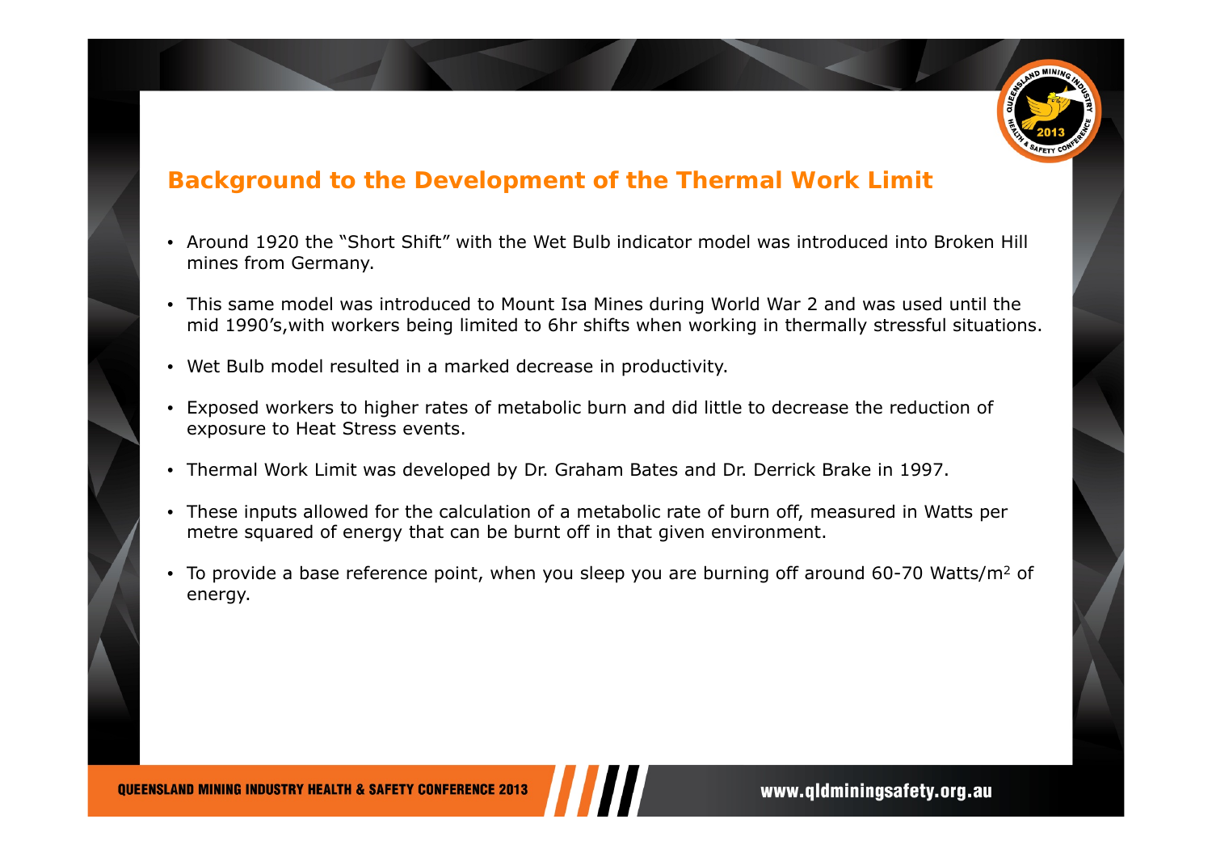## Background to the Development of the Thermal Work Limit

- Around 1920 the "Short Shift" with the Wet Bulb indicator model was introduced into Broken Hill mines from Germany.
- This same model was introduced to Mount Isa Mines during World War 2 and was used until the mid 1990's,with workers being limited to 6hr shifts when working in thermally stressful situations.
- Wet Bulb model resulted in a marked decrease in productivity.
- Exposed workers to higher rates of metabolic burn and did little to decrease the reduction of exposure to Heat Stress events.
- Thermal Work Limit was developed by Dr. Graham Bates and Dr. Derrick Brake in 1997.
- These inputs allowed for the calculation of a metabolic rate of burn off, measured in Watts per metre squared of energy that can be burnt off in that given environment.
- To provide a base reference point, when you sleep you are burning off around 60-70 Watts/$m^2$ of energy.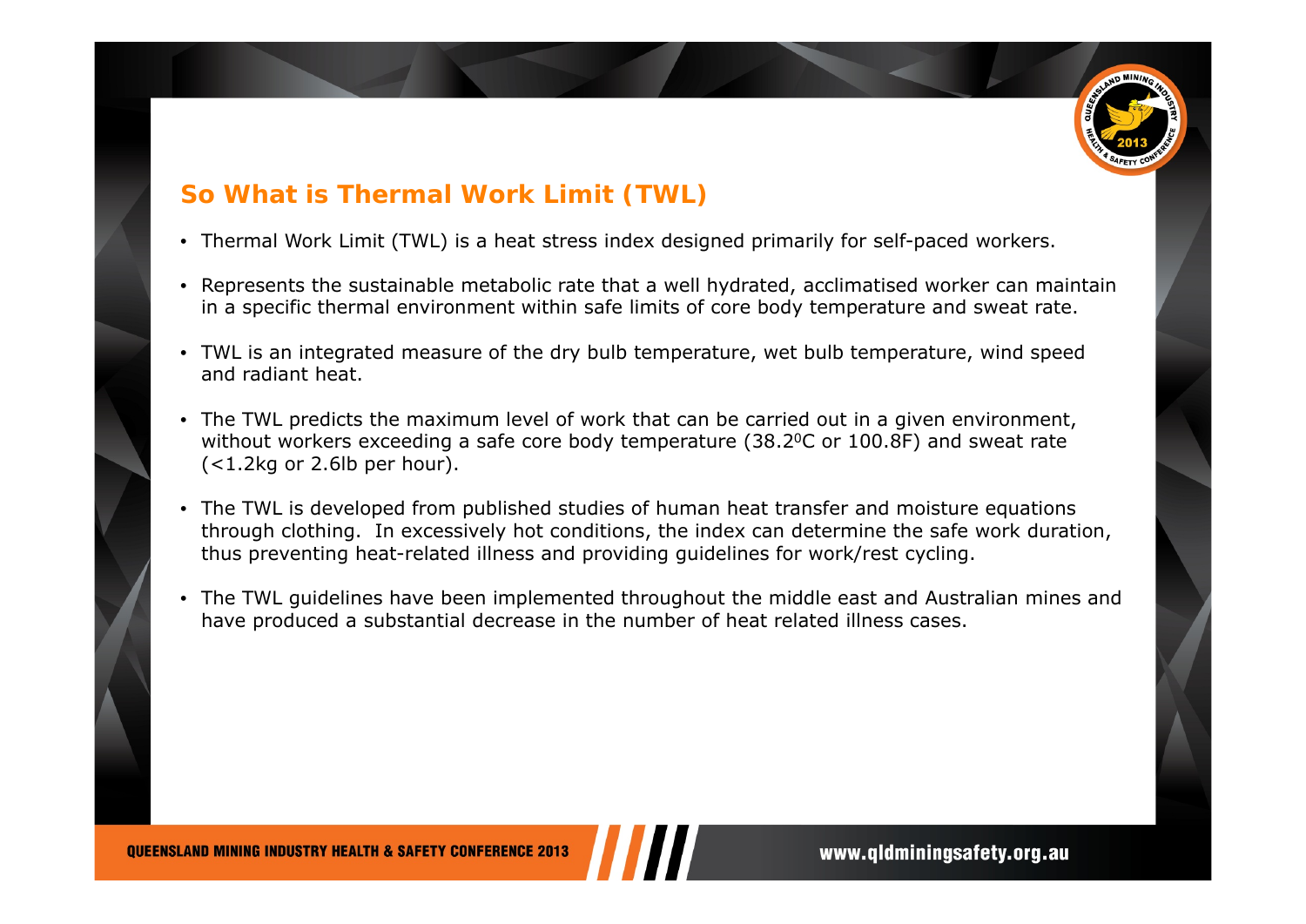## So What is Thermal Work Limit (TWL)

- Thermal Work Limit (TWL) is a heat stress index designed primarily for self-paced workers.
- Represents the sustainable metabolic rate that a well hydrated, acclimatised worker can maintain in a specific thermal environment within safe limits of core body temperature and sweat rate.
- TWL is an integrated measure of the dry bulb temperature, wet bulb temperature, wind speed and radiant heat.
- The TWL predicts the maximum level of work that can be carried out in a given environment, without workers exceeding a safe core body temperature (38.2$^0$C or 100.8F) and sweat rate (<1.2kg or 2.6lb per hour).
- The TWL is developed from published studies of human heat transfer and moisture equations through clothing. In excessively hot conditions, the index can determine the safe work duration, thus preventing heat-related illness and providing guidelines for work/rest cycling.
- The TWL guidelines have been implemented throughout the middle east and Australian mines and have produced a substantial decrease in the number of heat related illness cases.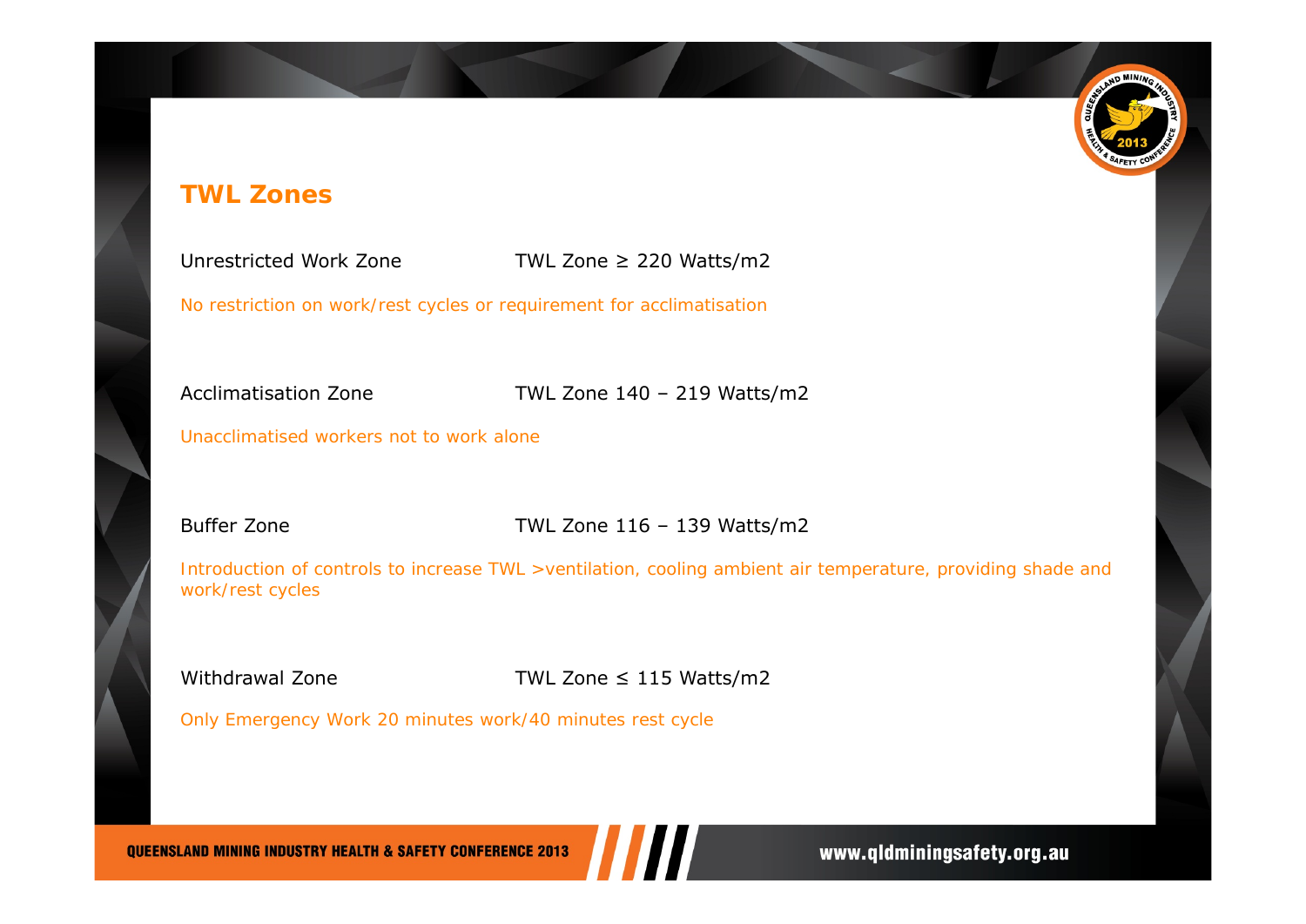## TWL Zones

Unresolved Work Zone — TWL Zone ≥ 220 Watts/m2

No restriction on work/rest cycles or requirement for acclimatisation

Acclimatisation Zone — TWL Zone 140 – 219 Watts/m2

Unacclimatised workers not to work alone

Buffer Zone — TWL Zone 116 – 139 Watts/m2

Introduction of controls to increase TWL >ventilation, cooling ambient air temperature, providing shade and work/rest cycles

Withdrawal Zone — TWL Zone ≤ 115 Watts/m2

Only Emergency Work 20 minutes work/40 minutes rest cycle

## TWL Zones

Unrestricted Work Zone — TWL Zone ≥ 220 Watts/m2

No restriction on work/rest cycles or requirement for acclimatisation

Acclimatisation Zone — TWL Zone 140 – 219 Watts/m2

Unacclimatised workers not to work alone

Buffer Zone — TWL Zone 116 – 139 Watts/m2

Introduction of controls to increase TWL >ventilation, cooling ambient air temperature, providing shade and work/rest cycles

Withdrawal Zone — TWL Zone ≤ 115 Watts/m2

Only Emergency Work 20 minutes work/40 minutes rest cycle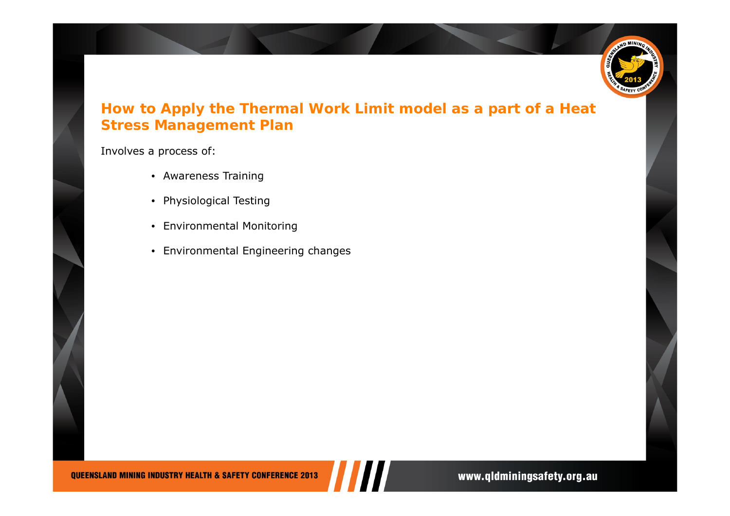## How to Apply the Thermal Work Limit model as a part of a Heat Stress Management Plan

Involves a process of:

- Awareness Training
- Physiological Testing
- Environmental Monitoring
- Environmental Engineering changes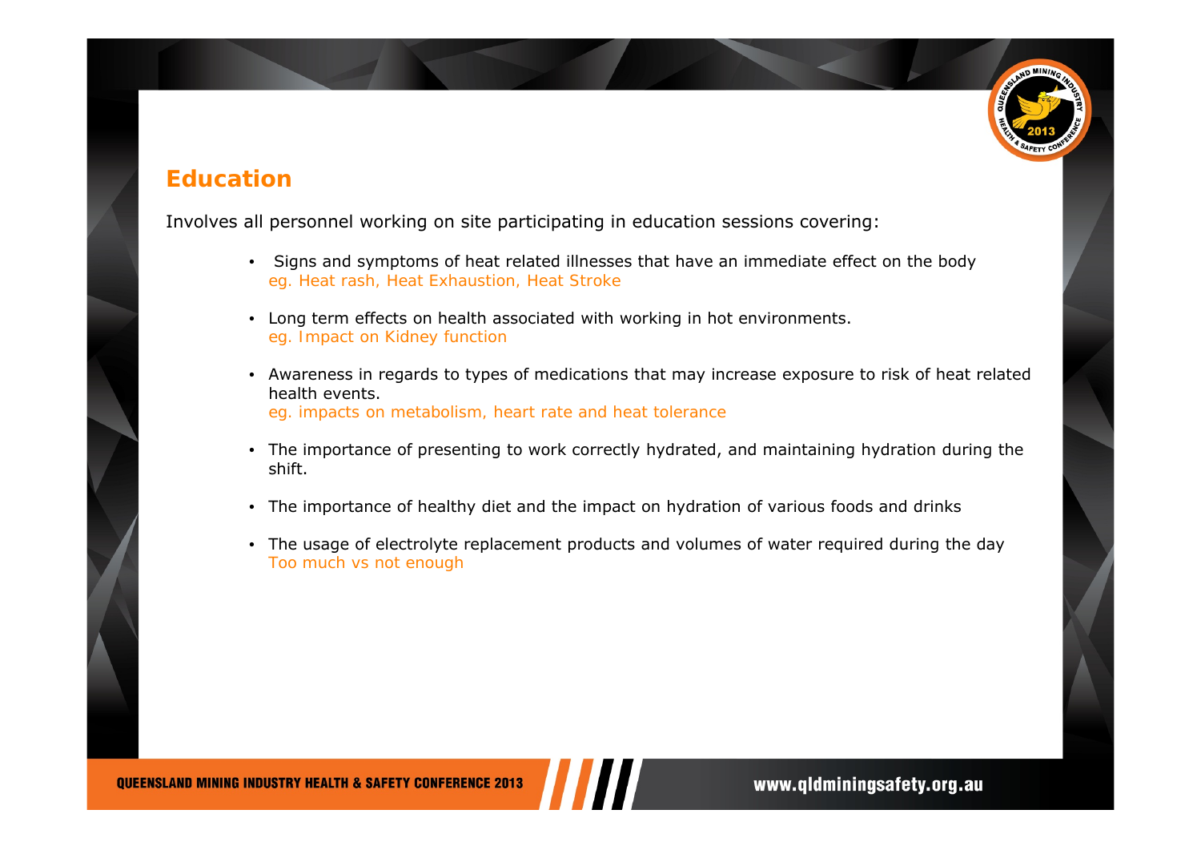## Education

Involves all personnel working on site participating in education sessions covering:

- Signs and symptoms of heat related illnesses that have an immediate effect on the body
  eg. Heat rash, Heat Exhaustion, Heat Stroke
- Long term effects on health associated with working in hot environments.
  eg. Impact on Kidney function
- Awareness in regards to types of medications that may increase exposure to risk of heat related health events.
  eg. impacts on metabolism, heart rate and heat tolerance
- The importance of presenting to work correctly hydrated, and maintaining hydration during the shift.
- The importance of healthy diet and the impact on hydration of various foods and drinks
- The usage of electrolyte replacement products and volumes of water required during the day
  Too much vs not enough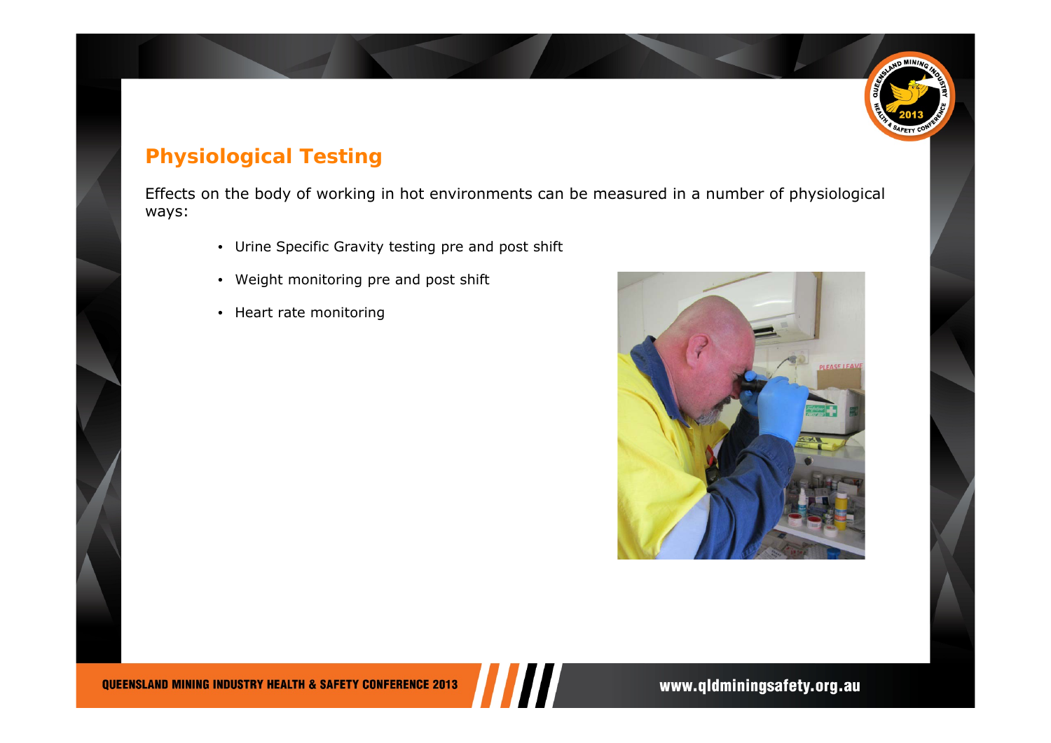## Physiological Testing

Effects on the body of working in hot environments can be measured in a number of physiological ways:

- Urine Specific Gravity testing pre and post shift
- Weight monitoring pre and post shift
- Heart rate monitoring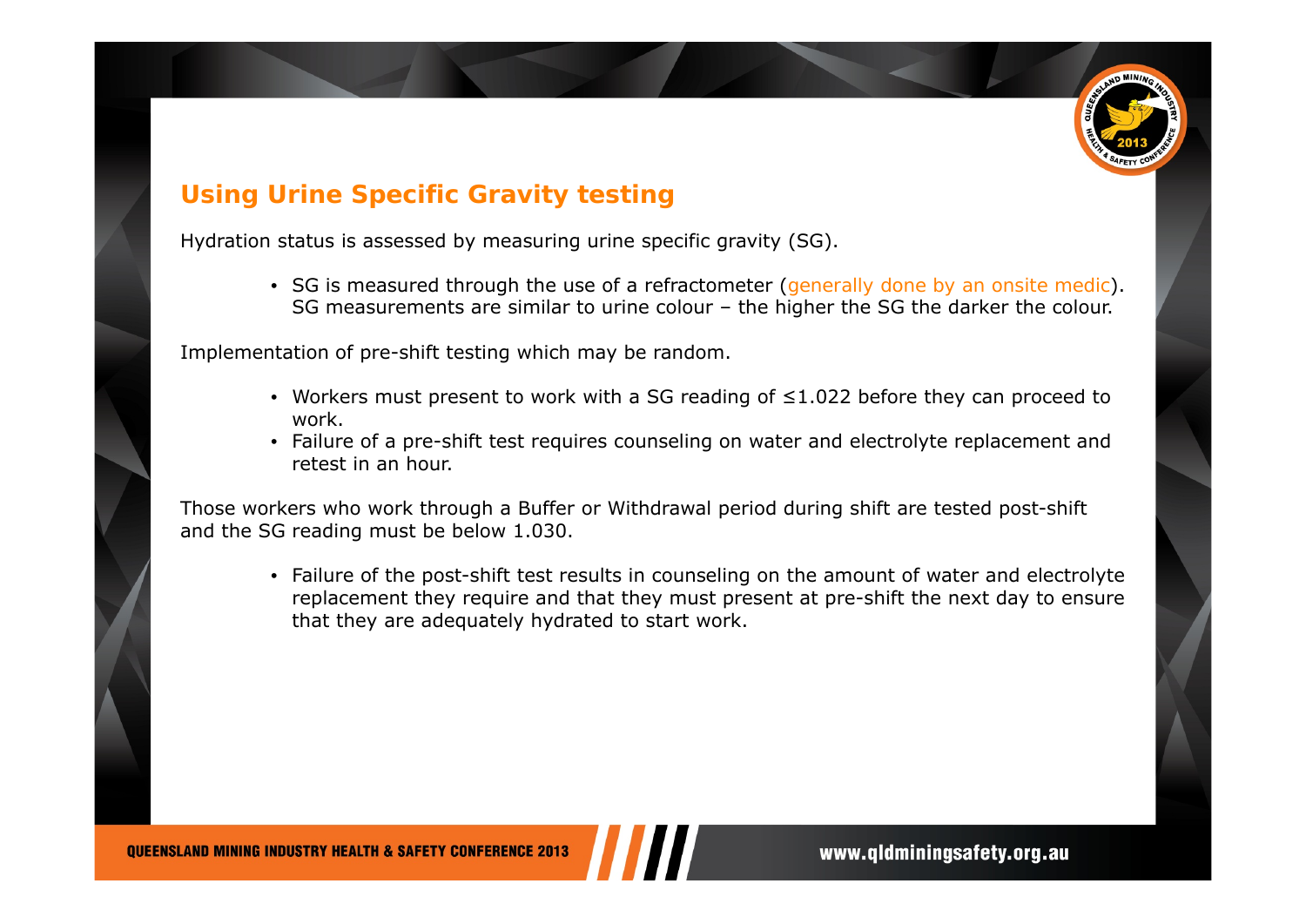## Using Urine Specific Gravity testing

Hydration status is assessed by measuring urine specific gravity (SG).

- SG is measured through the use of a refractometer (generally done by an onsite medic). SG measurements are similar to urine colour – the higher the SG the darker the colour.

Implementation of pre-shift testing which may be random.

- Workers must present to work with a SG reading of ≤1.022 before they can proceed to work.
- Failure of a pre-shift test requires counseling on water and electrolyte replacement and retest in an hour.

Those workers who work through a Buffer or Withdrawal period during shift are tested post-shift and the SG reading must be below 1.030.

- Failure of the post-shift test results in counseling on the amount of water and electrolyte replacement they require and that they must present at pre-shift the next day to ensure that they are adequately hydrated to start work.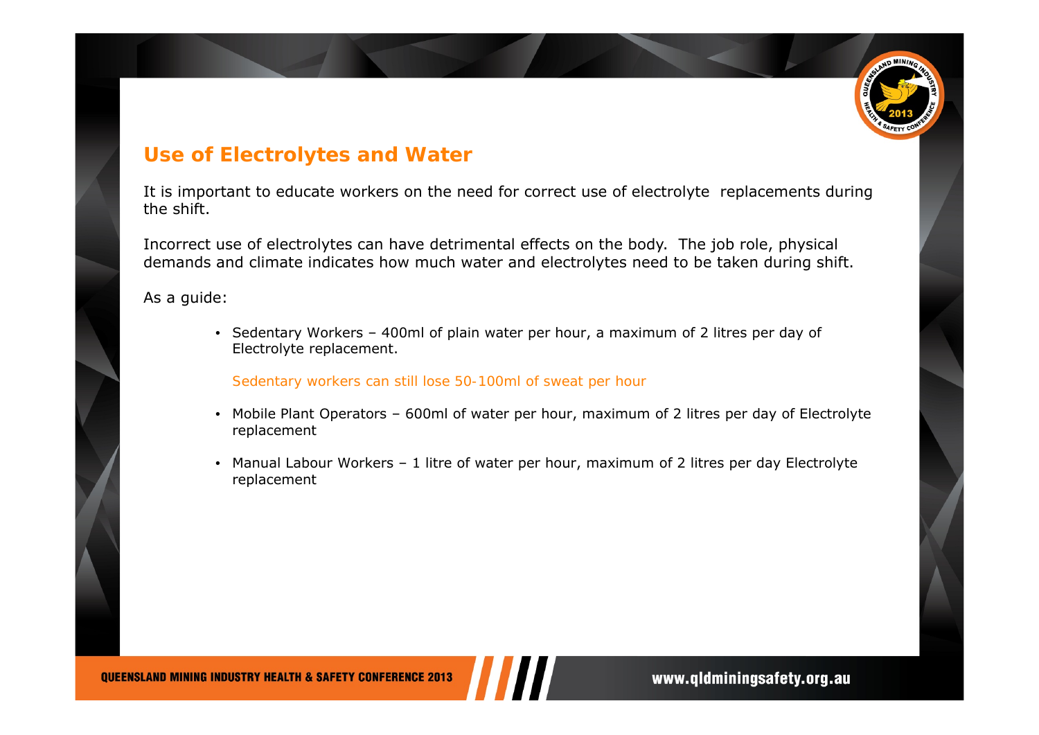## Use of Electrolytes and Water

It is important to educate workers on the need for correct use of electrolyte replacements during the shift.

Incorrect use of electrolytes can have detrimental effects on the body. The job role, physical demands and climate indicates how much water and electrolytes need to be taken during shift.

As a guide:

- Sedentary Workers – 400ml of plain water per hour, a maximum of 2 litres per day of Electrolyte replacement.

  Sedentary workers can still lose 50-100ml of sweat per hour

- Mobile Plant Operators – 600ml of water per hour, maximum of 2 litres per day of Electrolyte replacement

- Manual Labour Workers – 1 litre of water per hour, maximum of 2 litres per day Electrolyte replacement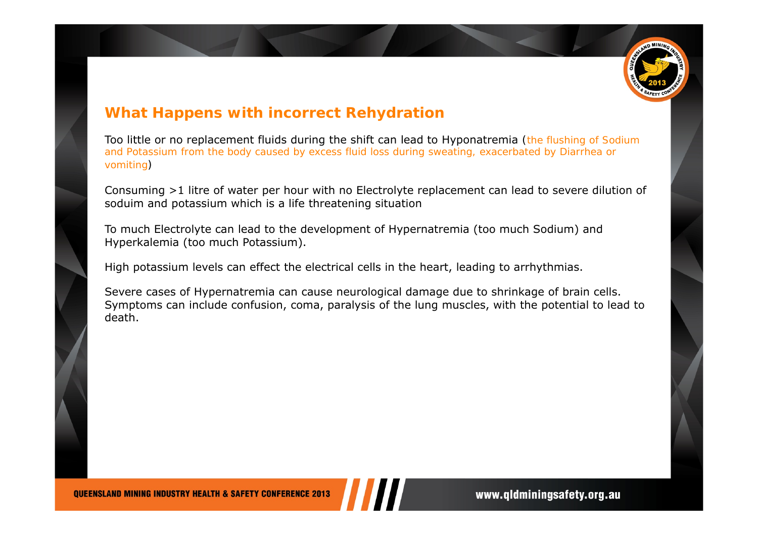## What Happens with incorrect Rehydration

Too little or no replacement fluids during the shift can lead to Hyponatremia (the flushing of Sodium and Potassium from the body caused by excess fluid loss during sweating, exacerbated by Diarrhea or vomiting)

Consuming >1 litre of water per hour with no Electrolyte replacement can lead to severe dilution of soduim and potassium which is a life threatening situation

To much Electrolyte can lead to the development of Hypernatremia (too much Sodium) and Hyperkalemia (too much Potassium).

High potassium levels can effect the electrical cells in the heart, leading to arrhythmias.

Severe cases of Hypernatremia can cause neurological damage due to shrinkage of brain cells. Symptoms can include confusion, coma, paralysis of the lung muscles, with the potential to lead to death.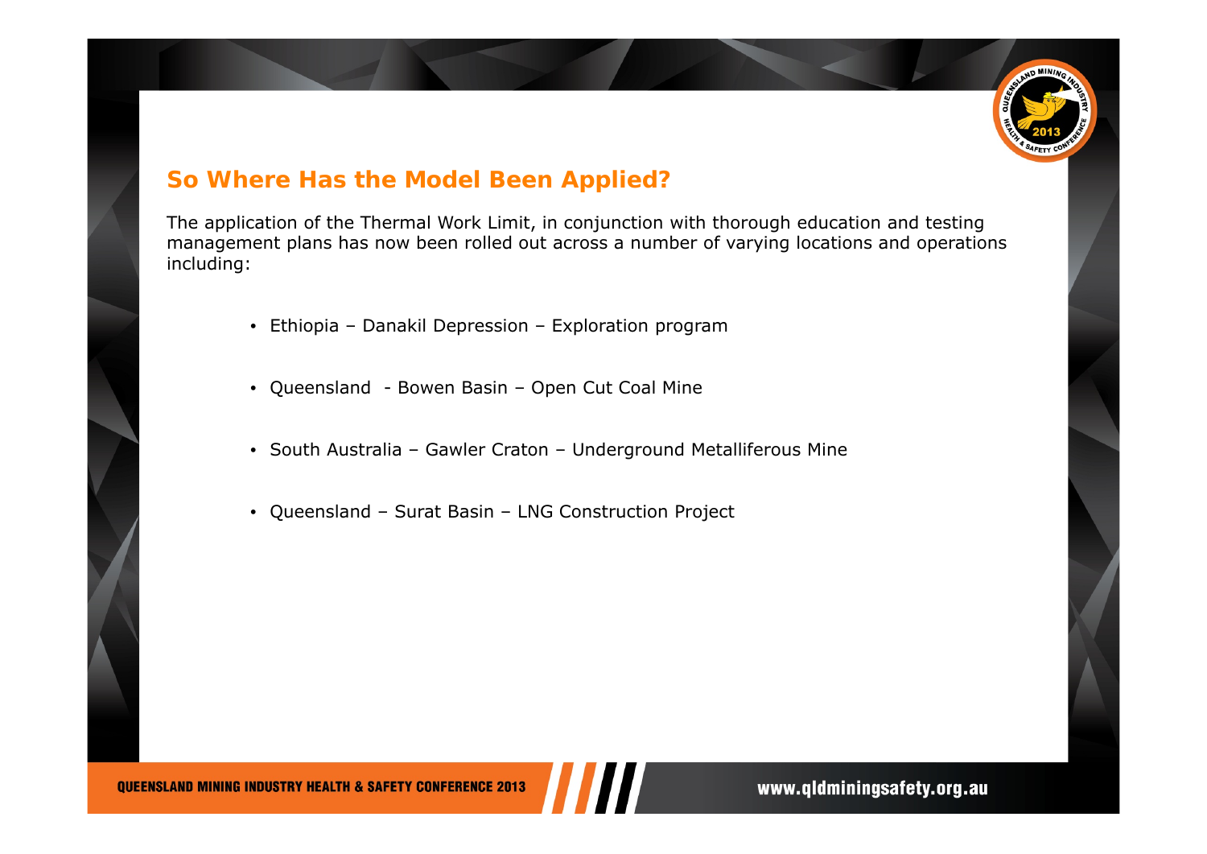## So Where Has the Model Been Applied?

The application of the Thermal Work Limit, in conjunction with thorough education and testing management plans has now been rolled out across a number of varying locations and operations including:

- Ethiopia – Danakil Depression – Exploration program
- Queensland - Bowen Basin – Open Cut Coal Mine
- South Australia – Gawler Craton – Underground Metalliferous Mine
- Queensland – Surat Basin – LNG Construction Project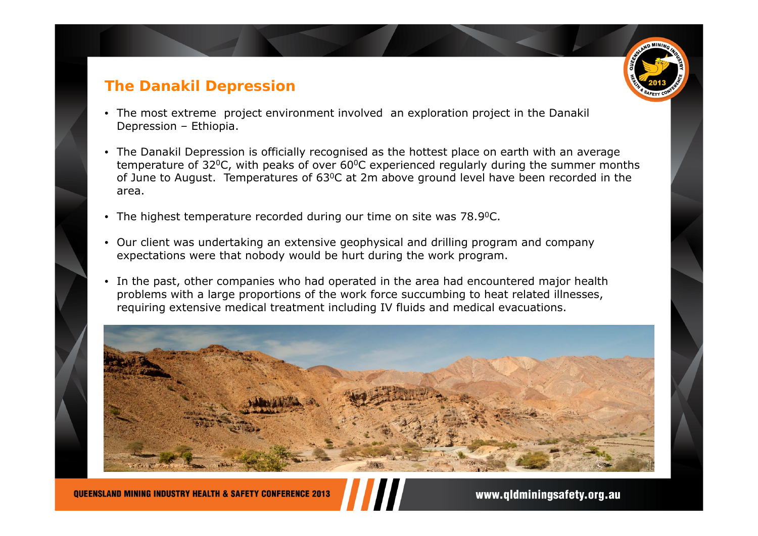## The Danakil Depression

- The most extreme project environment involved an exploration project in the Danakil Depression – Ethiopia.
- The Danakil Depression is officially recognised as the hottest place on earth with an average temperature of $32^0$C, with peaks of over $60^0$C experienced regularly during the summer months of June to August. Temperatures of $63^0$C at 2m above ground level have been recorded in the area.
- The highest temperature recorded during our time on site was $78.9^0$C.
- Our client was undertaking an extensive geophysical and drilling program and company expectations were that nobody would be hurt during the work program.
- In the past, other companies who had operated in the area had encountered major health problems with a large proportions of the work force succumbing to heat related illnesses, requiring extensive medical treatment including IV fluids and medical evacuations.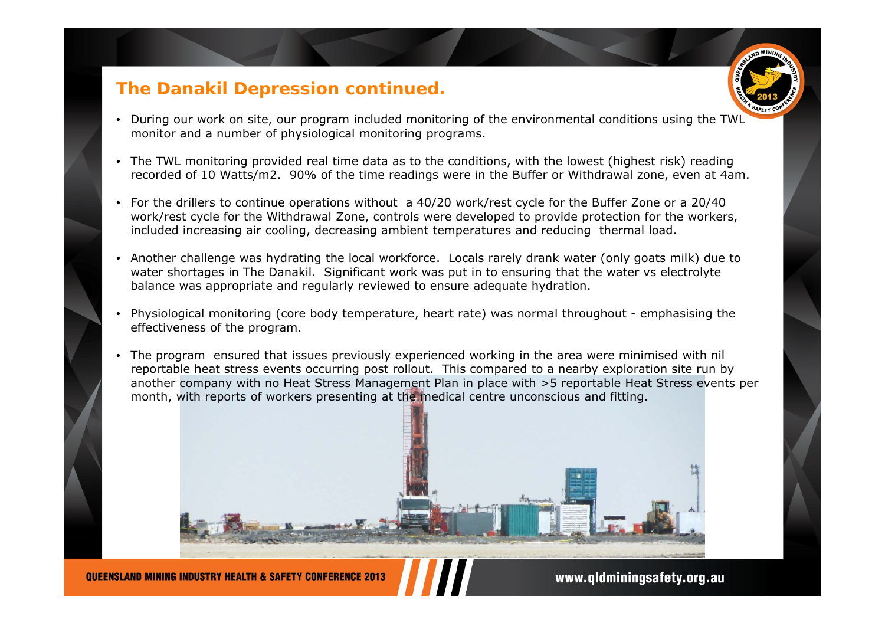## The Danakil Depression continued.

- During our work on site, our program included monitoring of the environmental conditions using the TWL monitor and a number of physiological monitoring programs.
- The TWL monitoring provided real time data as to the conditions, with the lowest (highest risk) reading recorded of 10 Watts/m2. 90% of the time readings were in the Buffer or Withdrawal zone, even at 4am.
- For the drillers to continue operations without a 40/20 work/rest cycle for the Buffer Zone or a 20/40 work/rest cycle for the Withdrawal Zone, controls were developed to provide protection for the workers, included increasing air cooling, decreasing ambient temperatures and reducing thermal load.
- Another challenge was hydrating the local workforce. Locals rarely drank water (only goats milk) due to water shortages in The Danakil. Significant work was put in to ensuring that the water vs electrolyte balance was appropriate and regularly reviewed to ensure adequate hydration.
- Physiological monitoring (core body temperature, heart rate) was normal throughout - emphasising the effectiveness of the program.
- The program ensured that issues previously experienced working in the area were minimised with nil reportable heat stress events occurring post rollout. This compared to a nearby exploration site run by another company with no Heat Stress Management Plan in place with >5 reportable Heat Stress events per month, with reports of workers presenting at the medical centre unconscious and fitting.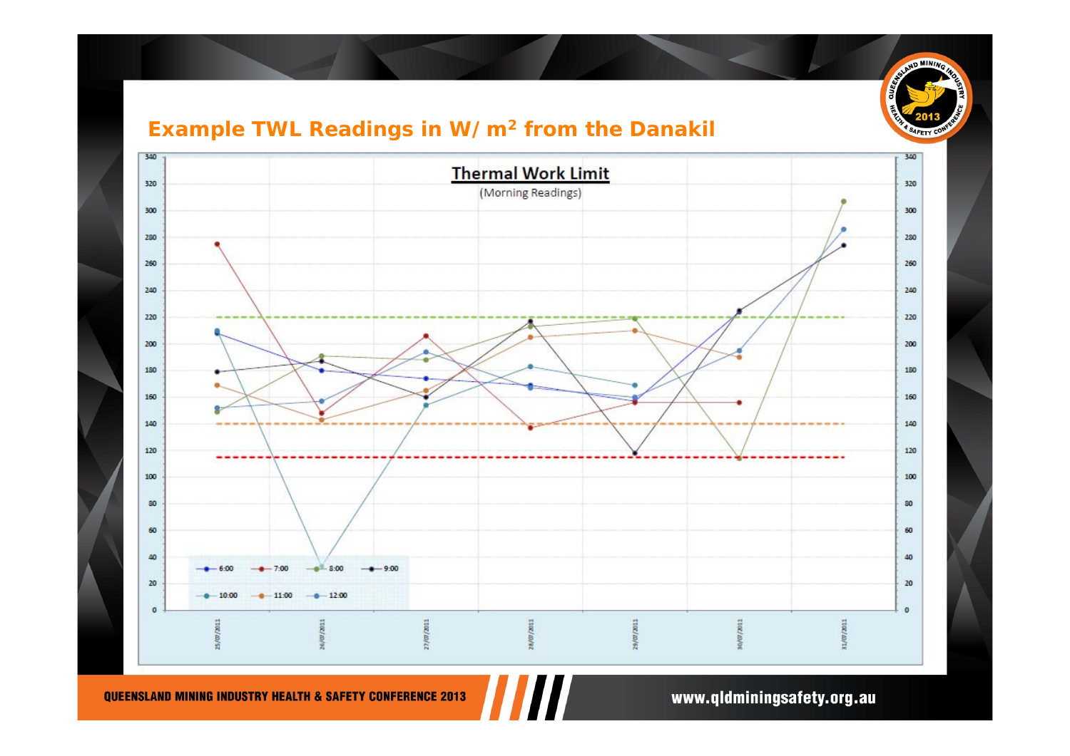## Example TWL Readings in W/m$^2$ from the Danakil

**Thermal Work Limit**

(Morning Readings)

Legend: 6:00, 7:00, 8:00, 9:00, 10:00, 11:00, 12:00

Dates: 25/07/2011, 26/07/2011, 27/07/2011, 28/07/2011, 29/07/2011, 30/07/2011, 31/07/2011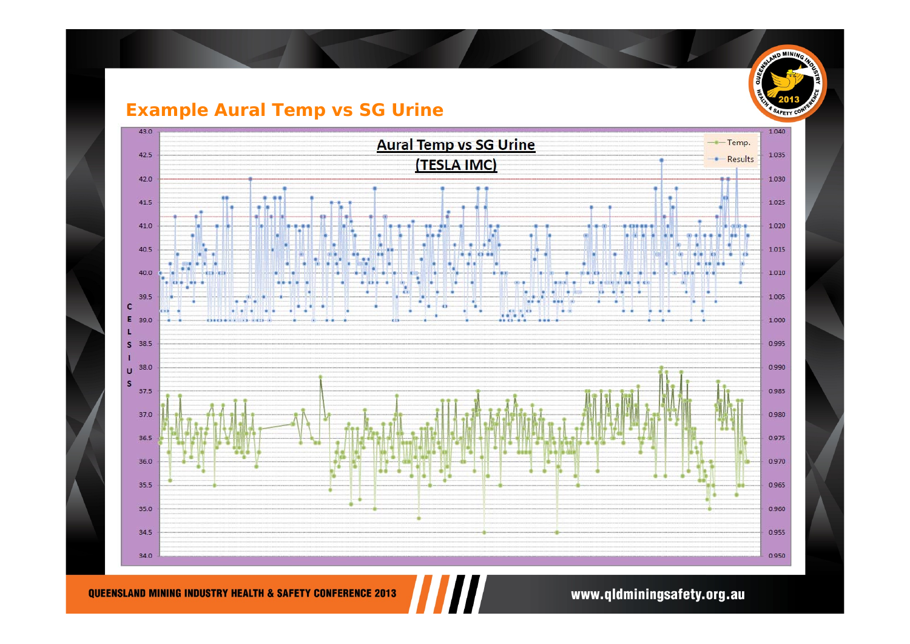## Example Aural Temp vs SG Urine

**Aural Temp vs SG Urine**
**(TESLA IMC)**

Temp.
Results

CELSIUS

43.0, 42.5, 42.0, 41.5, 41.0, 40.5, 40.0, 39.5, 39.0, 38.5, 38.0, 37.5, 37.0, 36.5, 36.0, 35.5, 35.0, 34.5, 34.0

1.040, 1.035, 1.030, 1.025, 1.020, 1.015, 1.010, 1.005, 1.000, 0.995, 0.990, 0.985, 0.980, 0.975, 0.970, 0.965, 0.960, 0.955, 0.950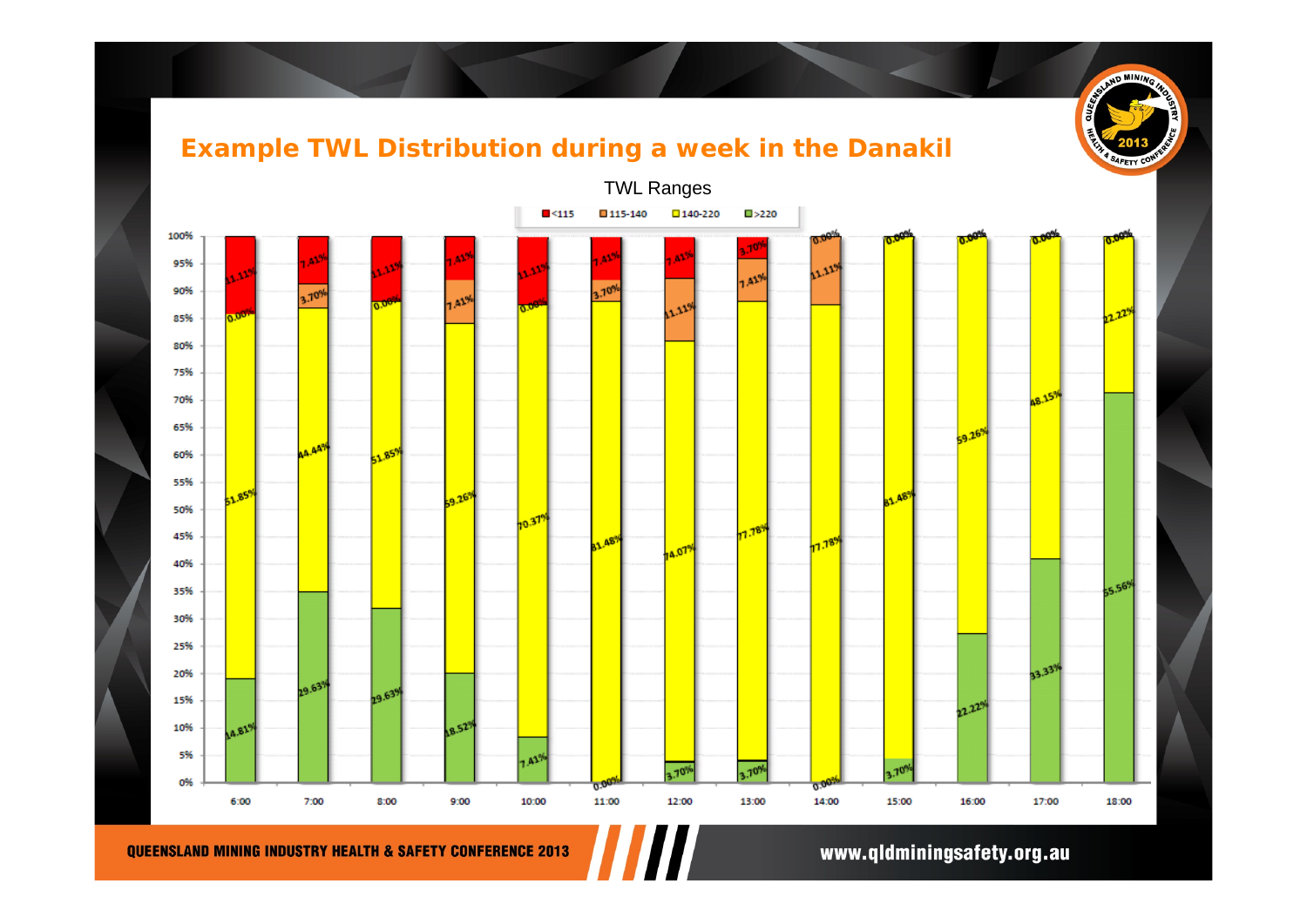# Example TWL Distribution during a week in the Danakil

TWL Ranges

| Time | <115 | 115-140 | 140-220 | >220 |
|---|---|---|---|---|
| 6:00 | 11.11% | 0.00% | 51.85% | 14.81% |
| 7:00 | 7.41% | 3.70% | 44.44% | 29.63% |
| 8:00 | 11.11% | 0.00% | 51.85% | 29.63% |
| 9:00 | 7.41% | 7.41% | 59.26% | 18.52% |
| 10:00 | 11.11% | 0.00% | 70.37% | 7.41% |
| 11:00 | 7.41% | 3.70% | 81.48% | 0.00% |
| 12:00 | 7.41% | 11.11% | 74.07% | 3.70% |
| 13:00 | 3.70% | 7.41% | 77.78% | 3.70% |
| 14:00 | 0.00% | 11.11% | 77.78% | 0.00% |
| 15:00 | 0.00% | | 81.48% | 3.70% |
| 16:00 | 0.00% | | 59.26% | 22.22% |
| 17:00 | 0.00% | | 48.15% | 33.33% |
| 18:00 | 0.00% | | 22.22% | 55.56% |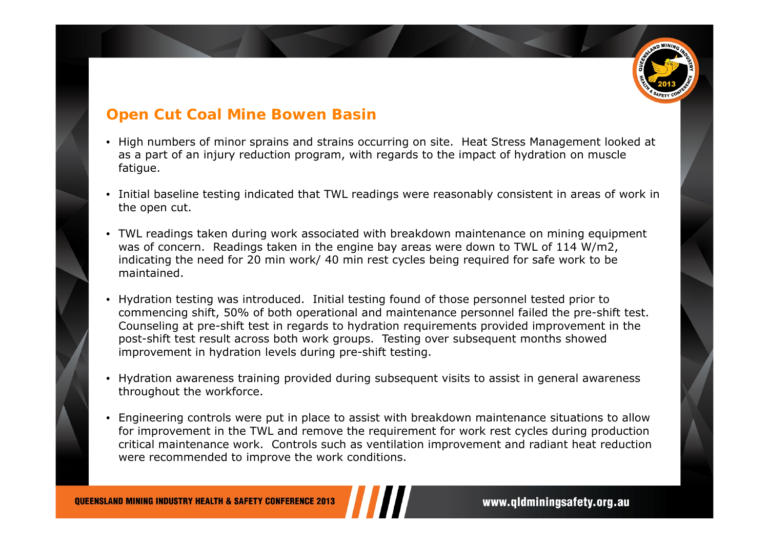## Open Cut Coal Mine Bowen Basin

- High numbers of minor sprains and strains occurring on site. Heat Stress Management looked at as a part of an injury reduction program, with regards to the impact of hydration on muscle fatigue.
- Initial baseline testing indicated that TWL readings were reasonably consistent in areas of work in the open cut.
- TWL readings taken during work associated with breakdown maintenance on mining equipment was of concern. Readings taken in the engine bay areas were down to TWL of 114 W/m2, indicating the need for 20 min work/ 40 min rest cycles being required for safe work to be maintained.
- Hydration testing was introduced. Initial testing found of those personnel tested prior to commencing shift, 50% of both operational and maintenance personnel failed the pre-shift test. Counseling at pre-shift test in regards to hydration requirements provided improvement in the post-shift test result across both work groups. Testing over subsequent months showed improvement in hydration levels during pre-shift testing.
- Hydration awareness training provided during subsequent visits to assist in general awareness throughout the workforce.
- Engineering controls were put in place to assist with breakdown maintenance situations to allow for improvement in the TWL and remove the requirement for work rest cycles during production critical maintenance work. Controls such as ventilation improvement and radiant heat reduction were recommended to improve the work conditions.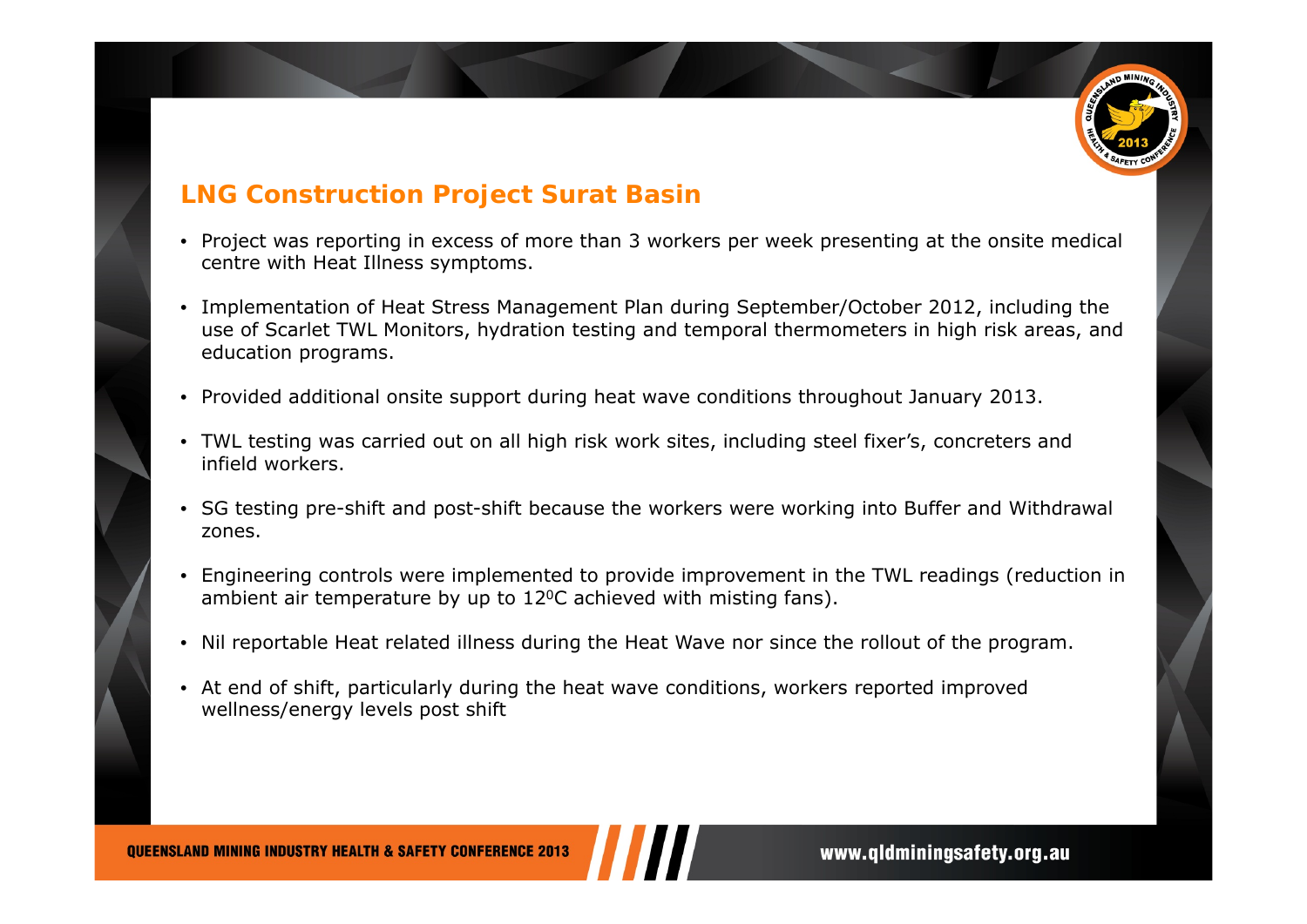## LNG Construction Project Surat Basin

- Project was reporting in excess of more than 3 workers per week presenting at the onsite medical centre with Heat Illness symptoms.
- Implementation of Heat Stress Management Plan during September/October 2012, including the use of Scarlet TWL Monitors, hydration testing and temporal thermometers in high risk areas, and education programs.
- Provided additional onsite support during heat wave conditions throughout January 2013.
- TWL testing was carried out on all high risk work sites, including steel fixer's, concreters and infield workers.
- SG testing pre-shift and post-shift because the workers were working into Buffer and Withdrawal zones.
- Engineering controls were implemented to provide improvement in the TWL readings (reduction in ambient air temperature by up to 12$^0$C achieved with misting fans).
- Nil reportable Heat related illness during the Heat Wave nor since the rollout of the program.
- At end of shift, particularly during the heat wave conditions, workers reported improved wellness/energy levels post shift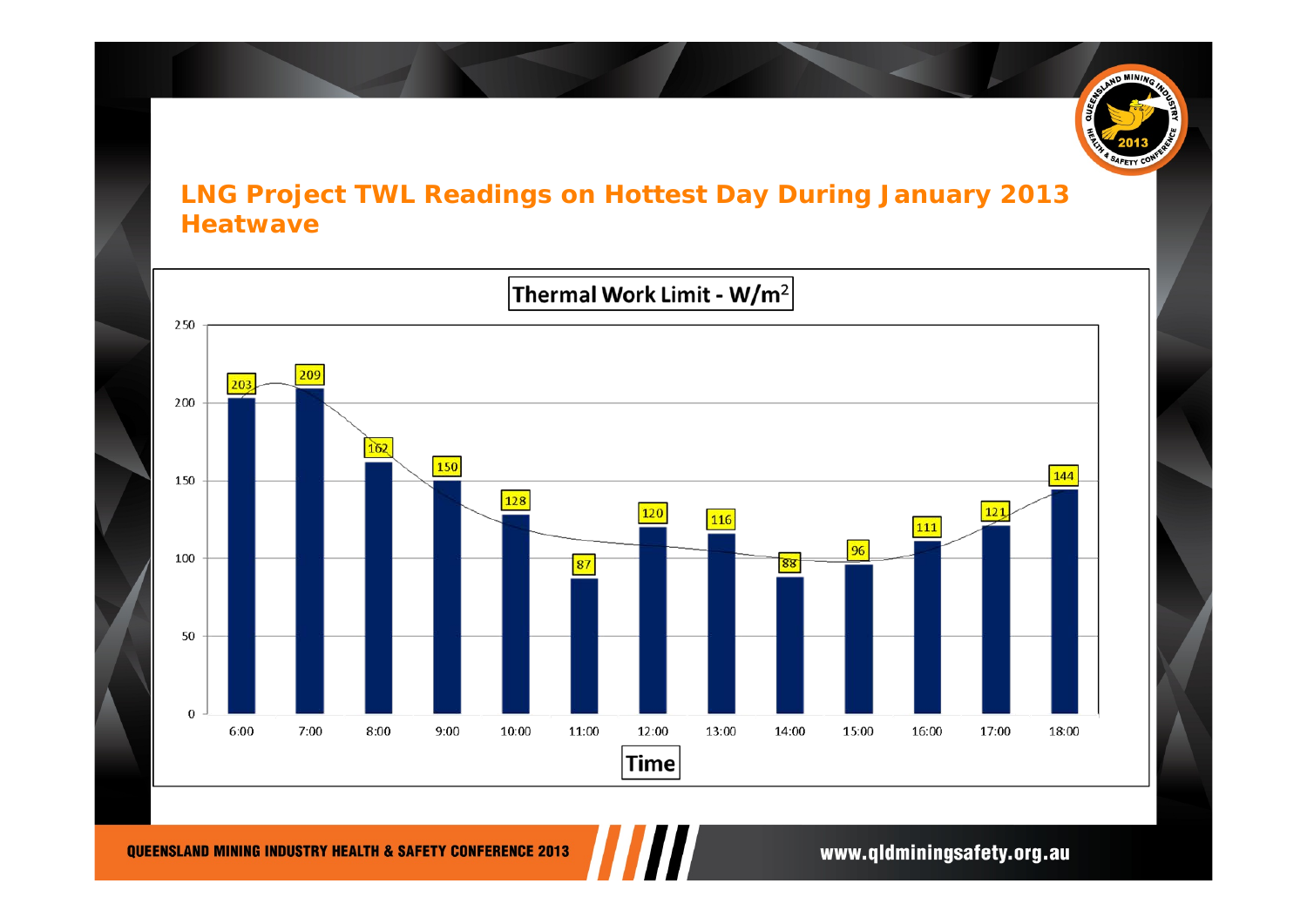## LNG Project TWL Readings on Hottest Day During January 2013 Heatwave

**Thermal Work Limit - W/m$^2$**

| Time | TWL (W/m$^2$) |
|---|---|
| 6:00 | 203 |
| 7:00 | 209 |
| 8:00 | 162 |
| 9:00 | 150 |
| 10:00 | 128 |
| 11:00 | 87 |
| 12:00 | 120 |
| 13:00 | 116 |
| 14:00 | 88 |
| 15:00 | 96 |
| 16:00 | 111 |
| 17:00 | 121 |
| 18:00 | 144 |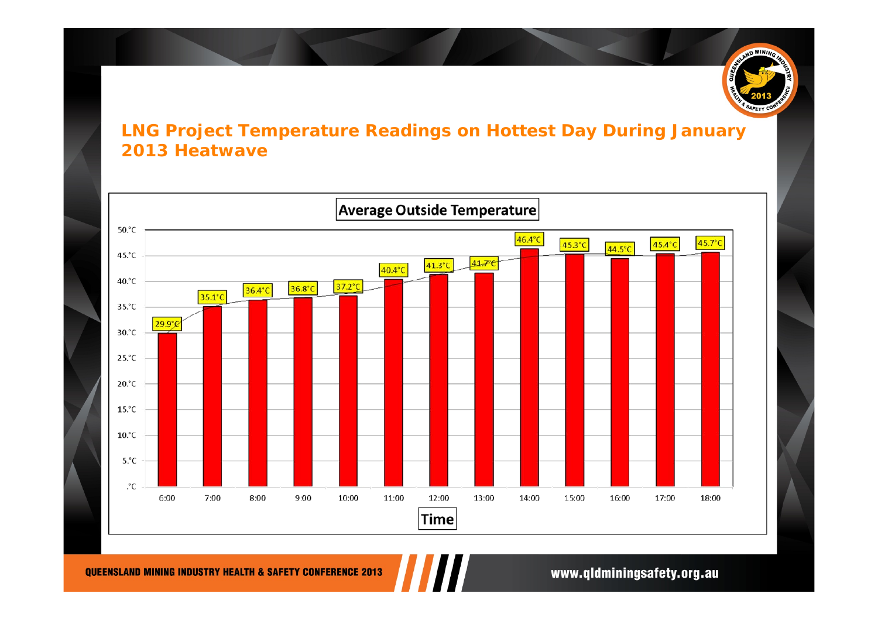# LNG Project Temperature Readings on Hottest Day During January 2013 Heatwave

**Average Outside Temperature**

| Time | Temperature |
|---|---|
| 6:00 | 29.9°C |
| 7:00 | 35.1°C |
| 8:00 | 36.4°C |
| 9:00 | 36.8°C |
| 10:00 | 37.2°C |
| 11:00 | 40.4°C |
| 12:00 | 41.3°C |
| 13:00 | 41.7°C |
| 14:00 | 46.4°C |
| 15:00 | 45.3°C |
| 16:00 | 44.5°C |
| 17:00 | 45.4°C |
| 18:00 | 45.7°C |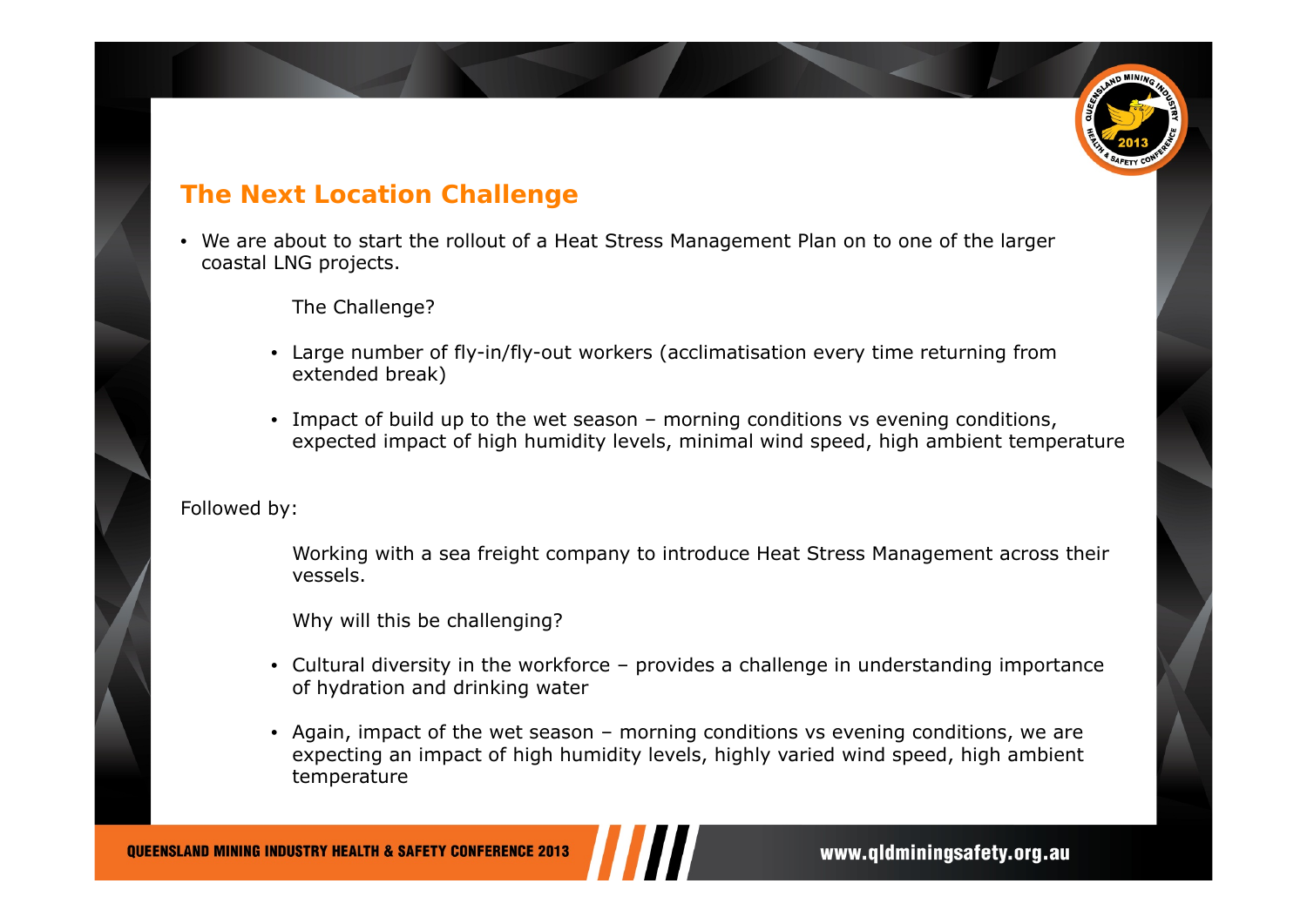## The Next Location Challenge

- We are about to start the rollout of a Heat Stress Management Plan on to one of the larger coastal LNG projects.

  The Challenge?

  - Large number of fly-in/fly-out workers (acclimatisation every time returning from extended break)
  - Impact of build up to the wet season – morning conditions vs evening conditions, expected impact of high humidity levels, minimal wind speed, high ambient temperature

Followed by:

Working with a sea freight company to introduce Heat Stress Management across their vessels.

Why will this be challenging?

- Cultural diversity in the workforce – provides a challenge in understanding importance of hydration and drinking water
- Again, impact of the wet season – morning conditions vs evening conditions, we are expecting an impact of high humidity levels, highly varied wind speed, high ambient temperature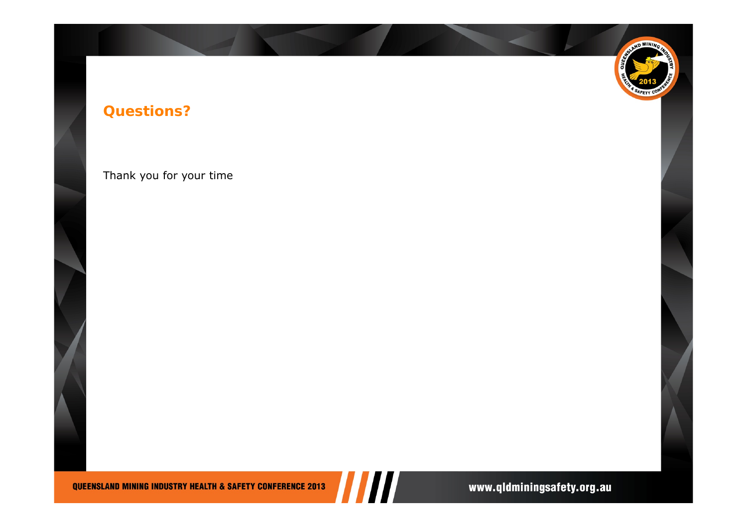## Questions?

Thank you for your time